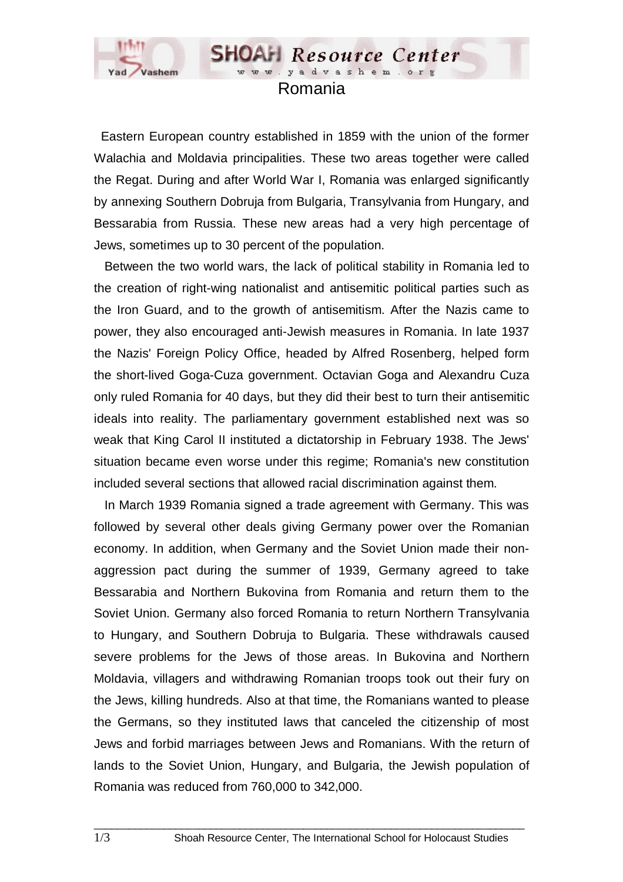# Romania

Eastern European country established in 1859 with the union of the former Walachia and Moldavia principalities. These two areas together were called the Regat. During and after World War I, Romania was enlarged significantly by annexing Southern Dobruja from Bulgaria, Transylvania from Hungary, and Bessarabia from Russia. These new areas had a very high percentage of Jews, sometimes up to 30 percent of the population.

Between the two world wars, the lack of political stability in Romania led to the creation of right-wing nationalist and antisemitic political parties such as the Iron Guard, and to the growth of antisemitism. After the Nazis came to power, they also encouraged anti-Jewish measures in Romania. In late 1937 the Nazis' Foreign Policy Office, headed by Alfred Rosenberg, helped form the short-lived Goga-Cuza government. Octavian Goga and Alexandru Cuza only ruled Romania for 40 days, but they did their best to turn their antisemitic ideals into reality. The parliamentary government established next was so weak that King Carol II instituted a dictatorship in February 1938. The Jews' situation became even worse under this regime; Romania's new constitution included several sections that allowed racial discrimination against them.

In March 1939 Romania signed a trade agreement with Germany. This was followed by several other deals giving Germany power over the Romanian economy. In addition, when Germany and the Soviet Union made their non-aggression pact during the summer of 1939, Germany agreed to take Bessarabia and Northern Bukovina from Romania and return them to the Soviet Union. Germany also forced Romania to return Northern Transylvania to Hungary, and Southern Dobruja to Bulgaria. These withdrawals caused severe problems for the Jews of those areas. In Bukovina and Northern Moldavia, villagers and withdrawing Romanian troops took out their fury on the Jews, killing hundreds. Also at that time, the Romanians wanted to please the Germans, so they instituted laws that canceled the citizenship of most Jews and forbid marriages between Jews and Romanians. With the return of lands to the Soviet Union, Hungary, and Bulgaria, the Jewish population of Romania was reduced from 760,000 to 342,000.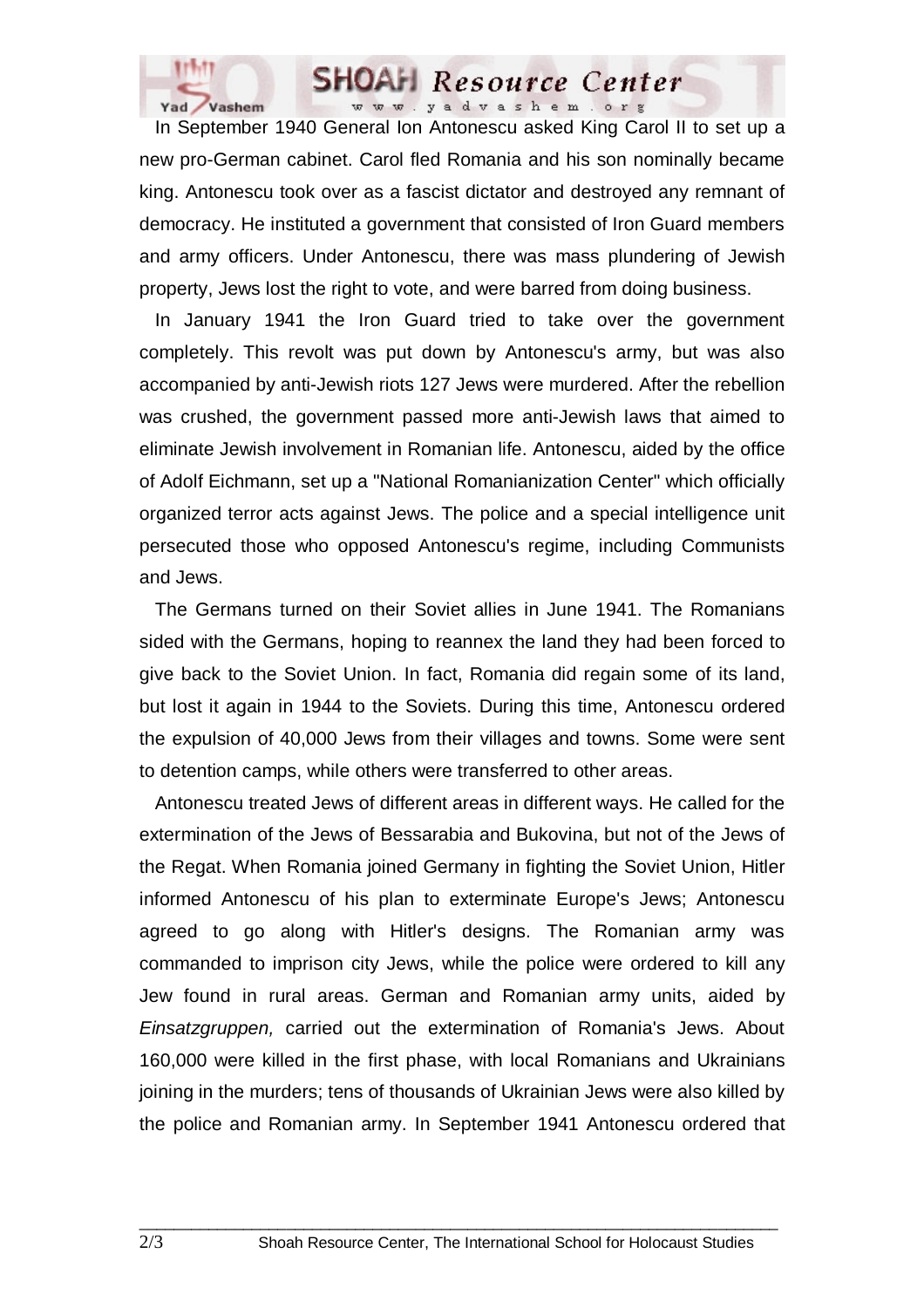In September 1940 General Ion Antonescu asked King Carol II to set up a new pro-German cabinet. Carol fled Romania and his son nominally became king. Antonescu took over as a fascist dictator and destroyed any remnant of democracy. He instituted a government that consisted of Iron Guard members and army officers. Under Antonescu, there was mass plundering of Jewish property, Jews lost the right to vote, and were barred from doing business.

In January 1941 the Iron Guard tried to take over the government completely. This revolt was put down by Antonescu's army, but was also accompanied by anti-Jewish riots 127 Jews were murdered. After the rebellion was crushed, the government passed more anti-Jewish laws that aimed to eliminate Jewish involvement in Romanian life. Antonescu, aided by the office of Adolf Eichmann, set up a "National Romanianization Center" which officially organized terror acts against Jews. The police and a special intelligence unit persecuted those who opposed Antonescu's regime, including Communists and Jews.

The Germans turned on their Soviet allies in June 1941. The Romanians sided with the Germans, hoping to reannex the land they had been forced to give back to the Soviet Union. In fact, Romania did regain some of its land, but lost it again in 1944 to the Soviets. During this time, Antonescu ordered the expulsion of 40,000 Jews from their villages and towns. Some were sent to detention camps, while others were transferred to other areas.

Antonescu treated Jews of different areas in different ways. He called for the extermination of the Jews of Bessarabia and Bukovina, but not of the Jews of the Regat. When Romania joined Germany in fighting the Soviet Union, Hitler informed Antonescu of his plan to exterminate Europe's Jews; Antonescu agreed to go along with Hitler's designs. The Romanian army was commanded to imprison city Jews, while the police were ordered to kill any Jew found in rural areas. German and Romanian army units, aided by *Einsatzgruppen,* carried out the extermination of Romania's Jews. About 160,000 were killed in the first phase, with local Romanians and Ukrainians joining in the murders; tens of thousands of Ukrainian Jews were also killed by the police and Romanian army. In September 1941 Antonescu ordered that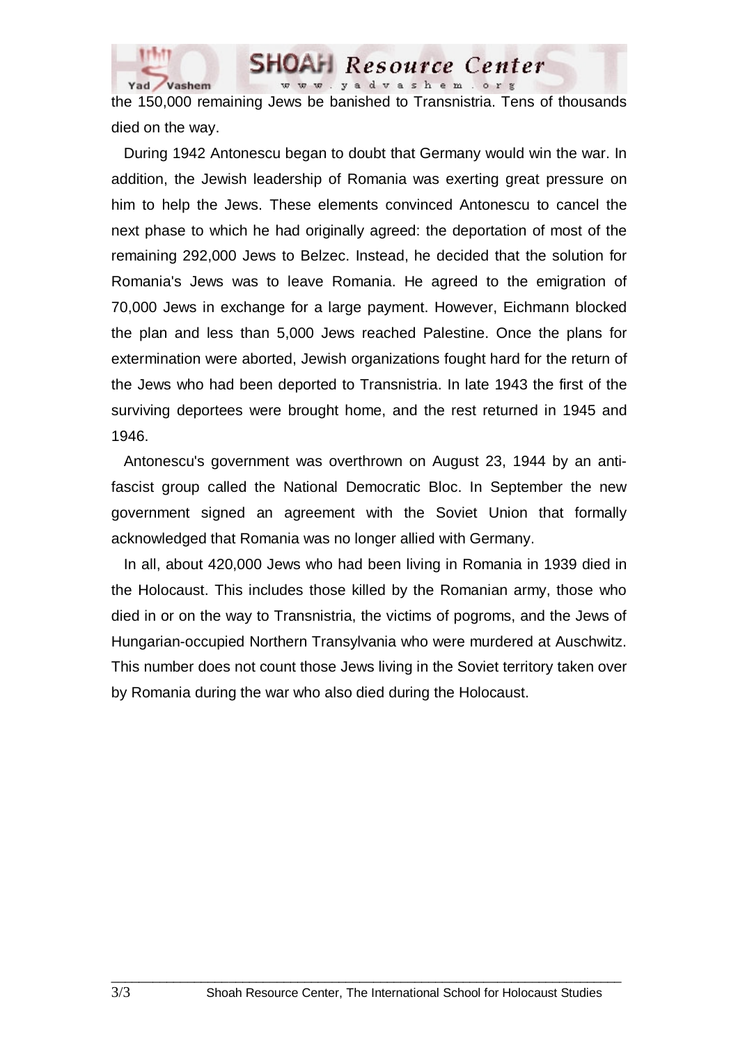the 150,000 remaining Jews be banished to Transnistria. Tens of thousands died on the way.

During 1942 Antonescu began to doubt that Germany would win the war. In addition, the Jewish leadership of Romania was exerting great pressure on him to help the Jews. These elements convinced Antonescu to cancel the next phase to which he had originally agreed: the deportation of most of the remaining 292,000 Jews to Belzec. Instead, he decided that the solution for Romania's Jews was to leave Romania. He agreed to the emigration of 70,000 Jews in exchange for a large payment. However, Eichmann blocked the plan and less than 5,000 Jews reached Palestine. Once the plans for extermination were aborted, Jewish organizations fought hard for the return of the Jews who had been deported to Transnistria. In late 1943 the first of the surviving deportees were brought home, and the rest returned in 1945 and 1946.

Antonescu's government was overthrown on August 23, 1944 by an anti-fascist group called the National Democratic Bloc. In September the new government signed an agreement with the Soviet Union that formally acknowledged that Romania was no longer allied with Germany.

In all, about 420,000 Jews who had been living in Romania in 1939 died in the Holocaust. This includes those killed by the Romanian army, those who died in or on the way to Transnistria, the victims of pogroms, and the Jews of Hungarian-occupied Northern Transylvania who were murdered at Auschwitz. This number does not count those Jews living in the Soviet territory taken over by Romania during the war who also died during the Holocaust.